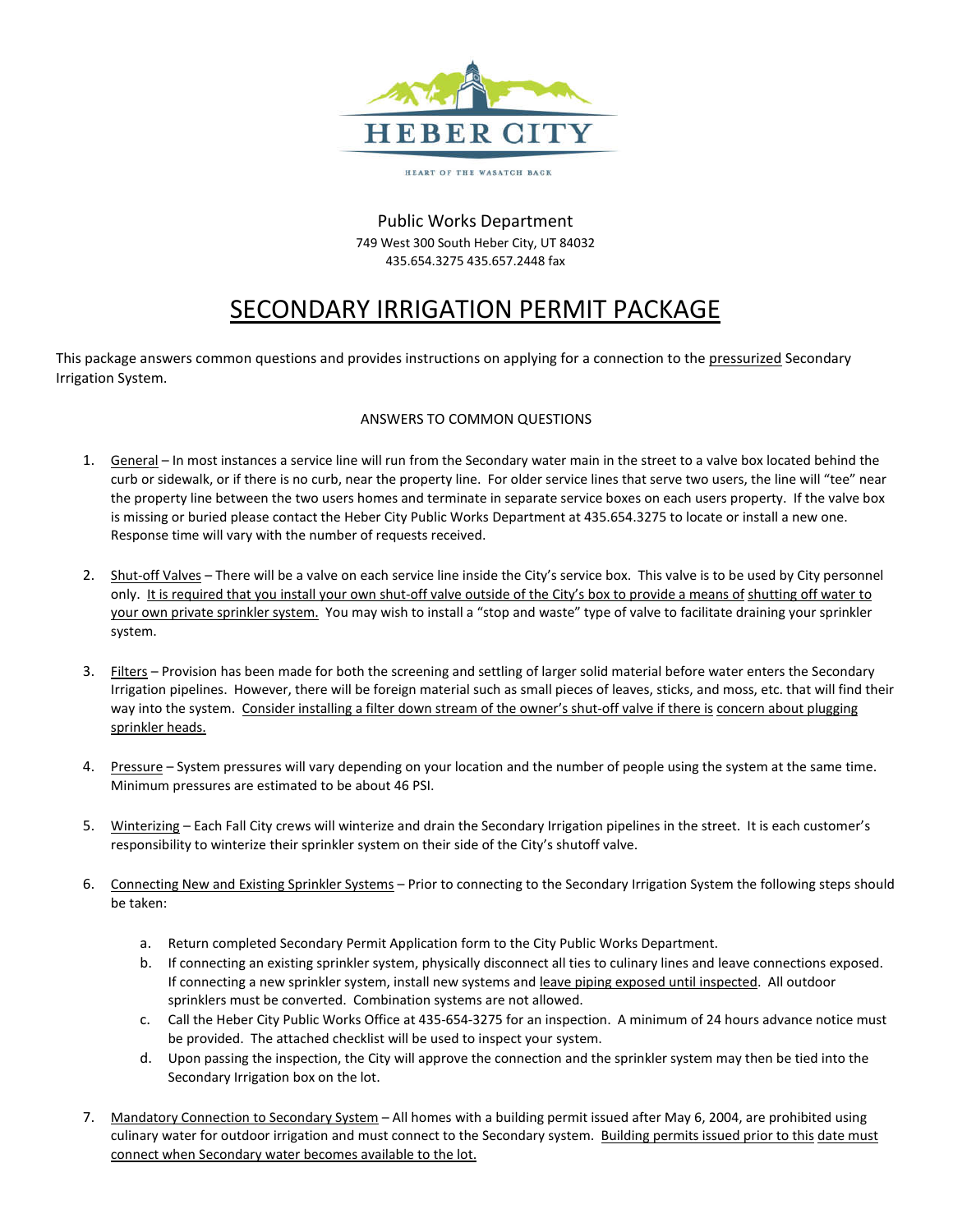HEBER CITY

HEART OF THE WASATCH BACK

Public Works Department
749 West 300 South Heber City, UT 84032
435.654.3275 435.657.2448 fax

# SECONDARY IRRIGATION PERMIT PACKAGE

This package answers common questions and provides instructions on applying for a connection to the pressurized Secondary Irrigation System.

ANSWERS TO COMMON QUESTIONS

1. General – In most instances a service line will run from the Secondary water main in the street to a valve box located behind the curb or sidewalk, or if there is no curb, near the property line. For older service lines that serve two users, the line will "tee" near the property line between the two users homes and terminate in separate service boxes on each users property. If the valve box is missing or buried please contact the Heber City Public Works Department at 435.654.3275 to locate or install a new one. Response time will vary with the number of requests received.

2. Shut-off Valves – There will be a valve on each service line inside the City's service box. This valve is to be used by City personnel only. It is required that you install your own shut-off valve outside of the City's box to provide a means of shutting off water to your own private sprinkler system. You may wish to install a "stop and waste" type of valve to facilitate draining your sprinkler system.

3. Filters – Provision has been made for both the screening and settling of larger solid material before water enters the Secondary Irrigation pipelines. However, there will be foreign material such as small pieces of leaves, sticks, and moss, etc. that will find their way into the system. Consider installing a filter down stream of the owner's shut-off valve if there is concern about plugging sprinkler heads.

4. Pressure – System pressures will vary depending on your location and the number of people using the system at the same time. Minimum pressures are estimated to be about 46 PSI.

5. Winterizing – Each Fall City crews will winterize and drain the Secondary Irrigation pipelines in the street. It is each customer's responsibility to winterize their sprinkler system on their side of the City's shutoff valve.

6. Connecting New and Existing Sprinkler Systems – Prior to connecting to the Secondary Irrigation System the following steps should be taken:

   a. Return completed Secondary Permit Application form to the City Public Works Department.
   b. If connecting an existing sprinkler system, physically disconnect all ties to culinary lines and leave connections exposed. If connecting a new sprinkler system, install new systems and leave piping exposed until inspected. All outdoor sprinklers must be converted. Combination systems are not allowed.
   c. Call the Heber City Public Works Office at 435-654-3275 for an inspection. A minimum of 24 hours advance notice must be provided. The attached checklist will be used to inspect your system.
   d. Upon passing the inspection, the City will approve the connection and the sprinkler system may then be tied into the Secondary Irrigation box on the lot.

7. Mandatory Connection to Secondary System – All homes with a building permit issued after May 6, 2004, are prohibited using culinary water for outdoor irrigation and must connect to the Secondary system. Building permits issued prior to this date must connect when Secondary water becomes available to the lot.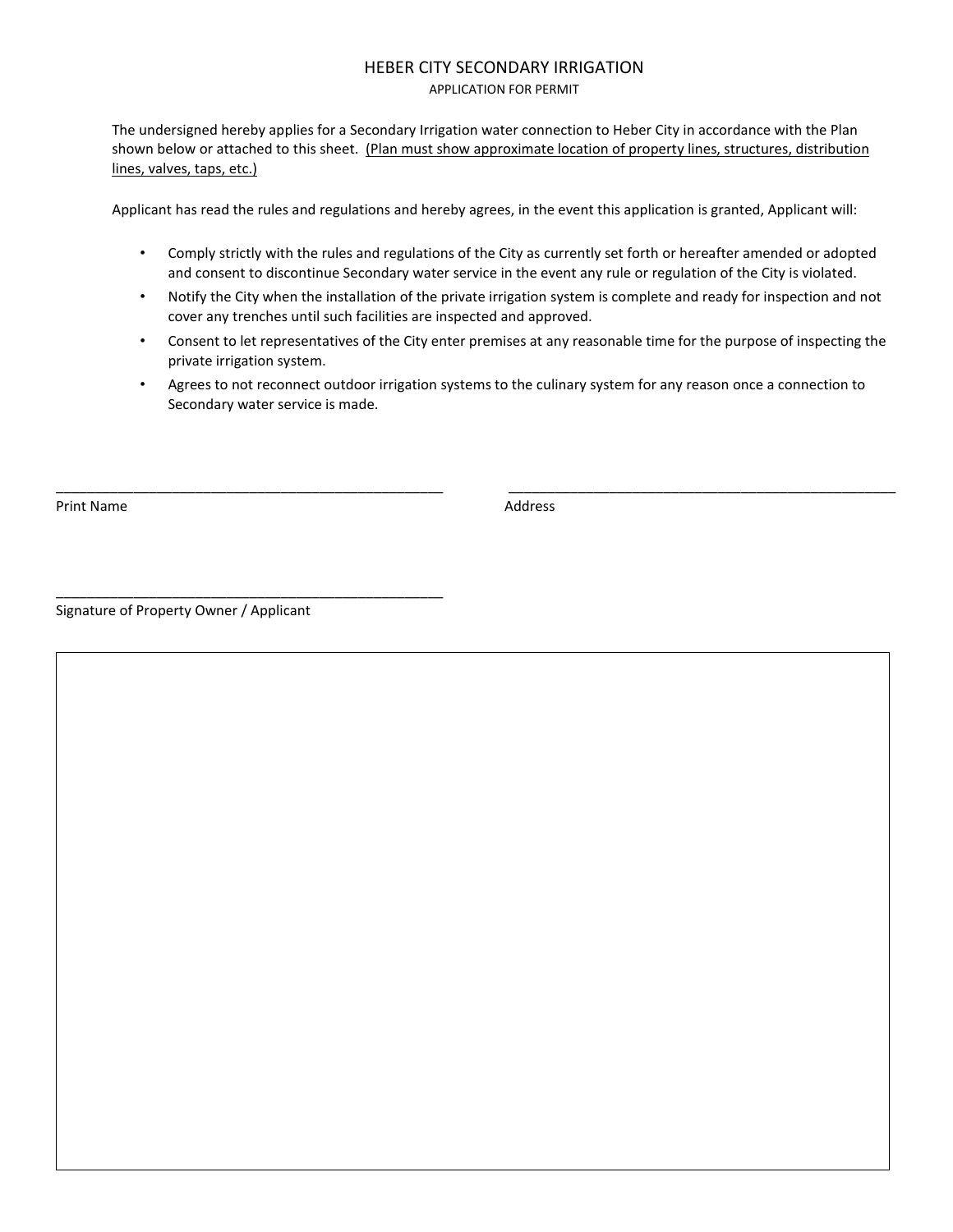# HEBER CITY SECONDARY IRRIGATION

## APPLICATION FOR PERMIT

The undersigned hereby applies for a Secondary Irrigation water connection to Heber City in accordance with the Plan shown below or attached to this sheet. <u>(Plan must show approximate location of property lines, structures, distribution lines, valves, taps, etc.)</u>

Applicant has read the rules and regulations and hereby agrees, in the event this application is granted, Applicant will:

- Comply strictly with the rules and regulations of the City as currently set forth or hereafter amended or adopted and consent to discontinue Secondary water service in the event any rule or regulation of the City is violated.
- Notify the City when the installation of the private irrigation system is complete and ready for inspection and not cover any trenches until such facilities are inspected and approved.
- Consent to let representatives of the City enter premises at any reasonable time for the purpose of inspecting the private irrigation system.
- Agrees to not reconnect outdoor irrigation systems to the culinary system for any reason once a connection to Secondary water service is made.

_____________________________________________________ &nbsp;&nbsp;&nbsp;&nbsp; _____________________________________________________

Print Name &nbsp;&nbsp;&nbsp;&nbsp;&nbsp;&nbsp;&nbsp;&nbsp;&nbsp;&nbsp;&nbsp;&nbsp;&nbsp;&nbsp;&nbsp;&nbsp;&nbsp;&nbsp;&nbsp;&nbsp;&nbsp;&nbsp;&nbsp;&nbsp;&nbsp;&nbsp;&nbsp;&nbsp;&nbsp;&nbsp;&nbsp;&nbsp;&nbsp;&nbsp;&nbsp;&nbsp;&nbsp;&nbsp;&nbsp;&nbsp;&nbsp;&nbsp;&nbsp;&nbsp; Address

_____________________________________________________

Signature of Property Owner / Applicant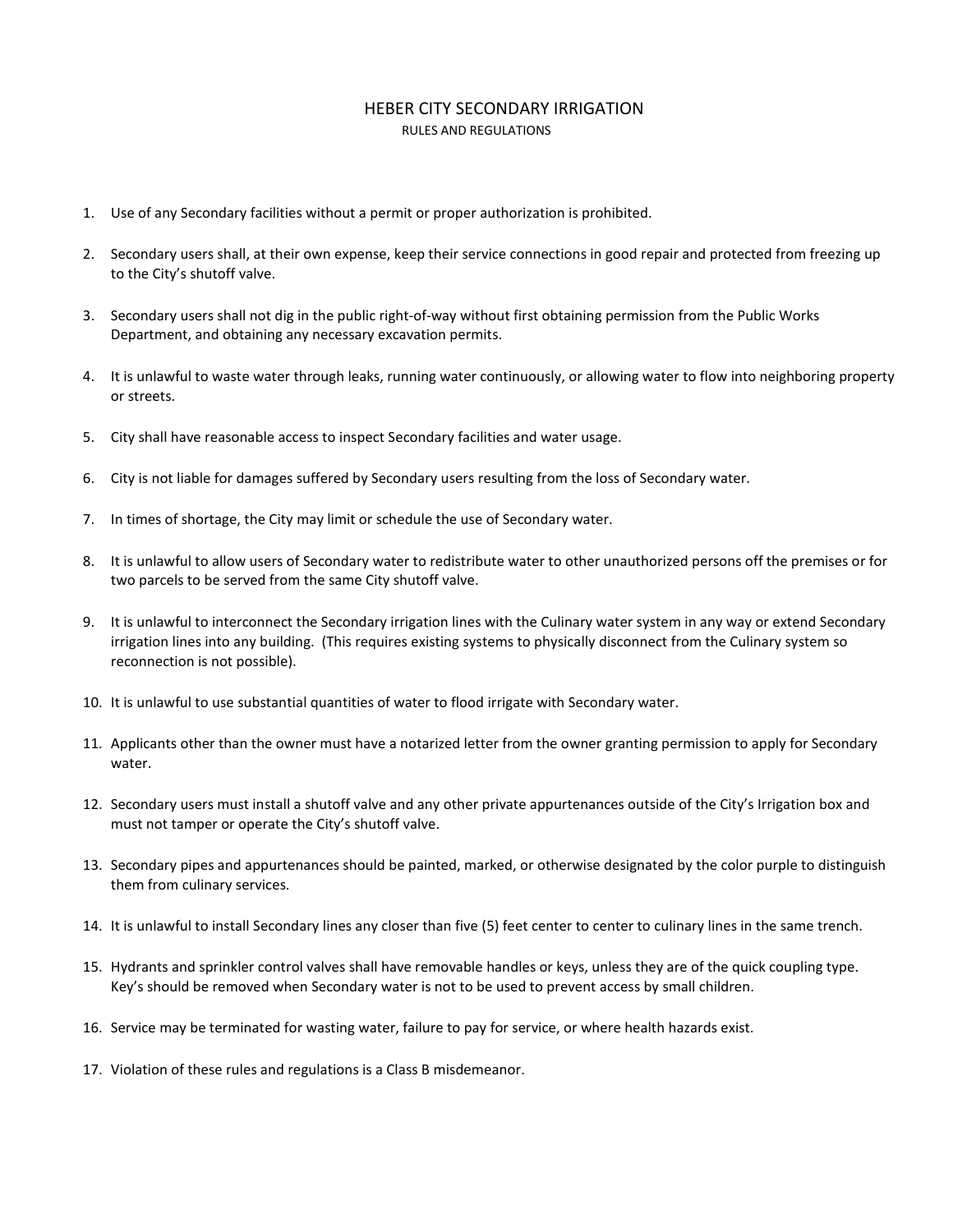# HEBER CITY SECONDARY IRRIGATION

## RULES AND REGULATIONS

1. Use of any Secondary facilities without a permit or proper authorization is prohibited.

2. Secondary users shall, at their own expense, keep their service connections in good repair and protected from freezing up to the City's shutoff valve.

3. Secondary users shall not dig in the public right-of-way without first obtaining permission from the Public Works Department, and obtaining any necessary excavation permits.

4. It is unlawful to waste water through leaks, running water continuously, or allowing water to flow into neighboring property or streets.

5. City shall have reasonable access to inspect Secondary facilities and water usage.

6. City is not liable for damages suffered by Secondary users resulting from the loss of Secondary water.

7. In times of shortage, the City may limit or schedule the use of Secondary water.

8. It is unlawful to allow users of Secondary water to redistribute water to other unauthorized persons off the premises or for two parcels to be served from the same City shutoff valve.

9. It is unlawful to interconnect the Secondary irrigation lines with the Culinary water system in any way or extend Secondary irrigation lines into any building. (This requires existing systems to physically disconnect from the Culinary system so reconnection is not possible).

10. It is unlawful to use substantial quantities of water to flood irrigate with Secondary water.

11. Applicants other than the owner must have a notarized letter from the owner granting permission to apply for Secondary water.

12. Secondary users must install a shutoff valve and any other private appurtenances outside of the City's Irrigation box and must not tamper or operate the City's shutoff valve.

13. Secondary pipes and appurtenances should be painted, marked, or otherwise designated by the color purple to distinguish them from culinary services.

14. It is unlawful to install Secondary lines any closer than five (5) feet center to center to culinary lines in the same trench.

15. Hydrants and sprinkler control valves shall have removable handles or keys, unless they are of the quick coupling type. Key's should be removed when Secondary water is not to be used to prevent access by small children.

16. Service may be terminated for wasting water, failure to pay for service, or where health hazards exist.

17. Violation of these rules and regulations is a Class B misdemeanor.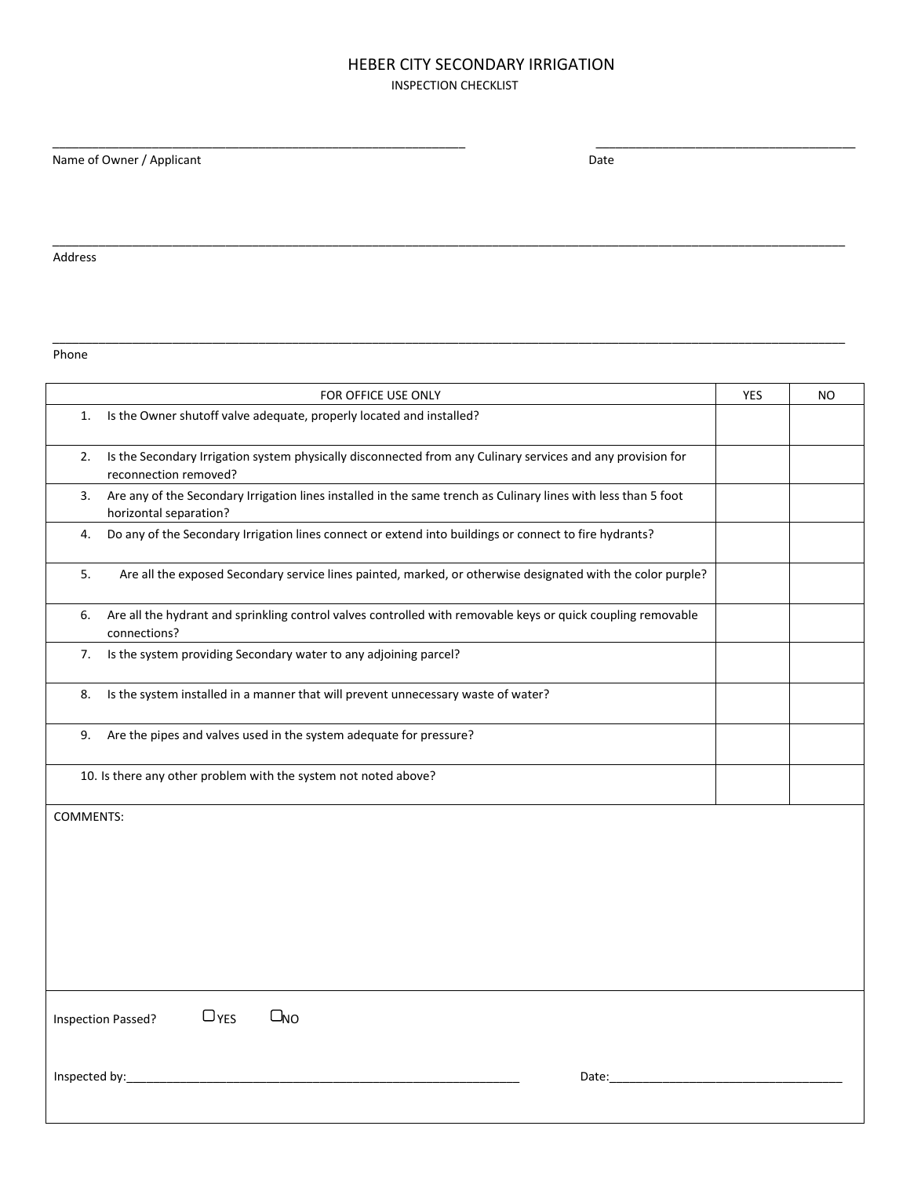# HEBER CITY SECONDARY IRRIGATION

## INSPECTION CHECKLIST

_______________________________________________ &nbsp;&nbsp;&nbsp;&nbsp; ____________________________________

Name of Owner / Applicant &nbsp;&nbsp;&nbsp;&nbsp; Date

___________________________________________________________________________________________

Address

___________________________________________________________________________________________

Phone

| FOR OFFICE USE ONLY | YES | NO |
|---|---|---|
| 1. Is the Owner shutoff valve adequate, properly located and installed? | | |
| 2. Is the Secondary Irrigation system physically disconnected from any Culinary services and any provision for reconnection removed? | | |
| 3. Are any of the Secondary Irrigation lines installed in the same trench as Culinary lines with less than 5 foot horizontal separation? | | |
| 4. Do any of the Secondary Irrigation lines connect or extend into buildings or connect to fire hydrants? | | |
| 5. Are all the exposed Secondary service lines painted, marked, or otherwise designated with the color purple? | | |
| 6. Are all the hydrant and sprinkling control valves controlled with removable keys or quick coupling removable connections? | | |
| 7. Is the system providing Secondary water to any adjoining parcel? | | |
| 8. Is the system installed in a manner that will prevent unnecessary waste of water? | | |
| 9. Are the pipes and valves used in the system adequate for pressure? | | |
| 10. Is there any other problem with the system not noted above? | | |

COMMENTS:

Inspection Passed? ☐ YES ☐ NO

Inspected by:_______________________________________ Date:______________________________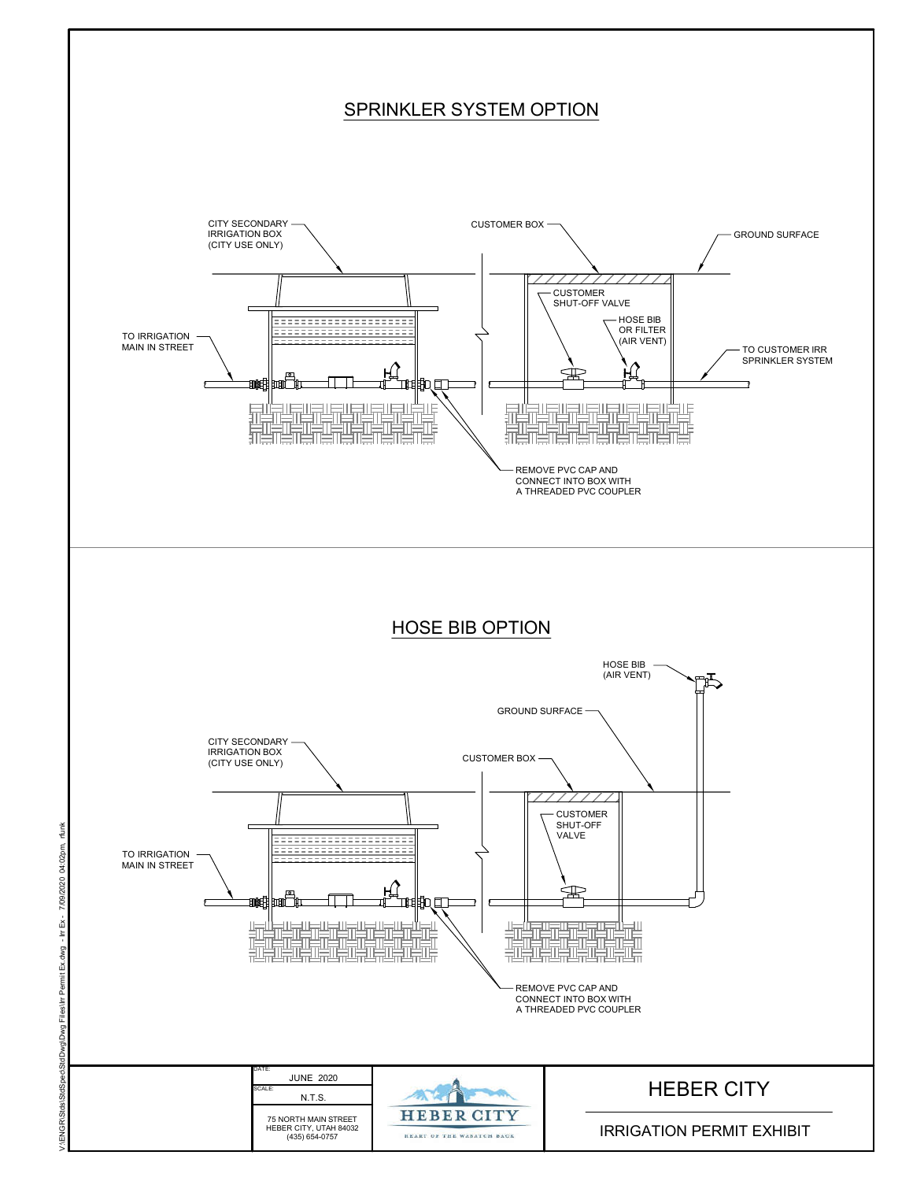## SPRINKLER SYSTEM OPTION

CITY SECONDARY IRRIGATION BOX (CITY USE ONLY)

CUSTOMER BOX

GROUND SURFACE

CUSTOMER SHUT-OFF VALVE

HOSE BIB OR FILTER (AIR VENT)

TO IRRIGATION MAIN IN STREET

TO CUSTOMER IRR SPRINKLER SYSTEM

REMOVE PVC CAP AND CONNECT INTO BOX WITH A THREADED PVC COUPLER

## HOSE BIB OPTION

HOSE BIB (AIR VENT)

GROUND SURFACE

CITY SECONDARY IRRIGATION BOX (CITY USE ONLY)

CUSTOMER BOX

CUSTOMER SHUT-OFF VALVE

TO IRRIGATION MAIN IN STREET

REMOVE PVC CAP AND CONNECT INTO BOX WITH A THREADED PVC COUPLER

| | |
|---|---|
| DATE: | JUNE 2020 |
| SCALE: | N.T.S. |

75 NORTH MAIN STREET
HEBER CITY, UTAH 84032
(435) 654-0757

HEBER CITY
HEART OF THE WASATCH BACK

# HEBER CITY

## IRRIGATION PERMIT EXHIBIT

V:\ENGR\Stds\StdSpec\StdDwg\Dwg Files\Irr Permit Ex.dwg - Irr Ex - 7/09/2020 04:02pm, rfunk